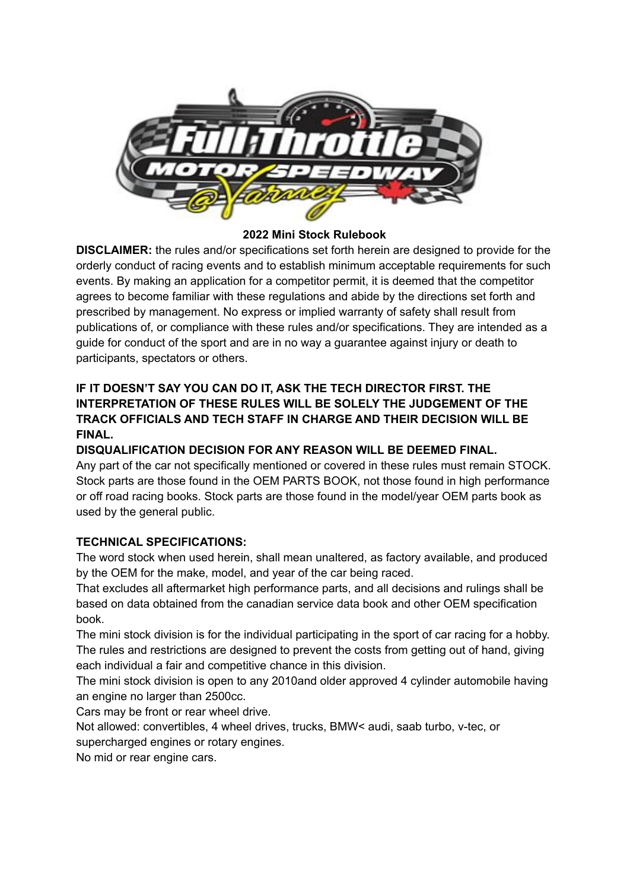# 2022 Mini Stock Rulebook

**DISCLAIMER:** the rules and/or specifications set forth herein are designed to provide for the orderly conduct of racing events and to establish minimum acceptable requirements for such events. By making an application for a competitor permit, it is deemed that the competitor agrees to become familiar with these regulations and abide by the directions set forth and prescribed by management. No express or implied warranty of safety shall result from publications of, or compliance with these rules and/or specifications. They are intended as a guide for conduct of the sport and are in no way a guarantee against injury or death to participants, spectators or others.

**IF IT DOESN'T SAY YOU CAN DO IT, ASK THE TECH DIRECTOR FIRST. THE INTERPRETATION OF THESE RULES WILL BE SOLELY THE JUDGEMENT OF THE TRACK OFFICIALS AND TECH STAFF IN CHARGE AND THEIR DECISION WILL BE FINAL.**

**DISQUALIFICATION DECISION FOR ANY REASON WILL BE DEEMED FINAL.**

Any part of the car not specifically mentioned or covered in these rules must remain STOCK. Stock parts are those found in the OEM PARTS BOOK, not those found in high performance or off road racing books. Stock parts are those found in the model/year OEM parts book as used by the general public.

**TECHNICAL SPECIFICATIONS:**

The word stock when used herein, shall mean unaltered, as factory available, and produced by the OEM for the make, model, and year of the car being raced.

That excludes all aftermarket high performance parts, and all decisions and rulings shall be based on data obtained from the canadian service data book and other OEM specification book.

The mini stock division is for the individual participating in the sport of car racing for a hobby. The rules and restrictions are designed to prevent the costs from getting out of hand, giving each individual a fair and competitive chance in this division.

The mini stock division is open to any 2010and older approved 4 cylinder automobile having an engine no larger than 2500cc.

Cars may be front or rear wheel drive.

Not allowed: convertibles, 4 wheel drives, trucks, BMW< audi, saab turbo, v-tec, or supercharged engines or rotary engines.

No mid or rear engine cars.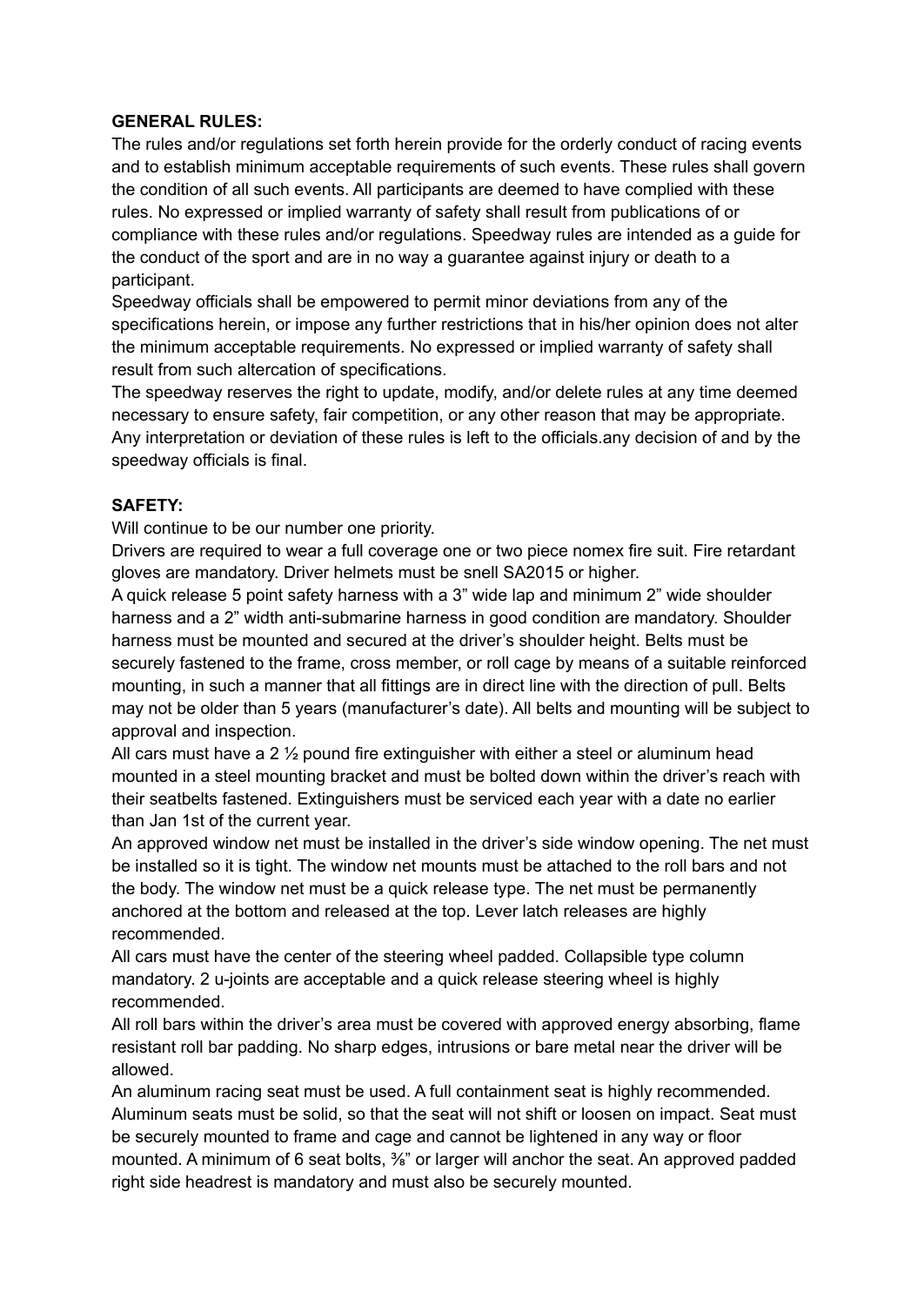**GENERAL RULES:**

The rules and/or regulations set forth herein provide for the orderly conduct of racing events and to establish minimum acceptable requirements of such events. These rules shall govern the condition of all such events. All participants are deemed to have complied with these rules. No expressed or implied warranty of safety shall result from publications of or compliance with these rules and/or regulations. Speedway rules are intended as a guide for the conduct of the sport and are in no way a guarantee against injury or death to a participant.

Speedway officials shall be empowered to permit minor deviations from any of the specifications herein, or impose any further restrictions that in his/her opinion does not alter the minimum acceptable requirements. No expressed or implied warranty of safety shall result from such altercation of specifications.

The speedway reserves the right to update, modify, and/or delete rules at any time deemed necessary to ensure safety, fair competition, or any other reason that may be appropriate. Any interpretation or deviation of these rules is left to the officials.any decision of and by the speedway officials is final.

**SAFETY:**

Will continue to be our number one priority.

Drivers are required to wear a full coverage one or two piece nomex fire suit. Fire retardant gloves are mandatory. Driver helmets must be snell SA2015 or higher.

A quick release 5 point safety harness with a 3" wide lap and minimum 2" wide shoulder harness and a 2" width anti-submarine harness in good condition are mandatory. Shoulder harness must be mounted and secured at the driver's shoulder height. Belts must be securely fastened to the frame, cross member, or roll cage by means of a suitable reinforced mounting, in such a manner that all fittings are in direct line with the direction of pull. Belts may not be older than 5 years (manufacturer's date). All belts and mounting will be subject to approval and inspection.

All cars must have a 2 ½ pound fire extinguisher with either a steel or aluminum head mounted in a steel mounting bracket and must be bolted down within the driver's reach with their seatbelts fastened. Extinguishers must be serviced each year with a date no earlier than Jan 1st of the current year.

An approved window net must be installed in the driver's side window opening. The net must be installed so it is tight. The window net mounts must be attached to the roll bars and not the body. The window net must be a quick release type. The net must be permanently anchored at the bottom and released at the top. Lever latch releases are highly recommended.

All cars must have the center of the steering wheel padded. Collapsible type column mandatory. 2 u-joints are acceptable and a quick release steering wheel is highly recommended.

All roll bars within the driver's area must be covered with approved energy absorbing, flame resistant roll bar padding. No sharp edges, intrusions or bare metal near the driver will be allowed.

An aluminum racing seat must be used. A full containment seat is highly recommended. Aluminum seats must be solid, so that the seat will not shift or loosen on impact. Seat must be securely mounted to frame and cage and cannot be lightened in any way or floor mounted. A minimum of 6 seat bolts, ⅜" or larger will anchor the seat. An approved padded right side headrest is mandatory and must also be securely mounted.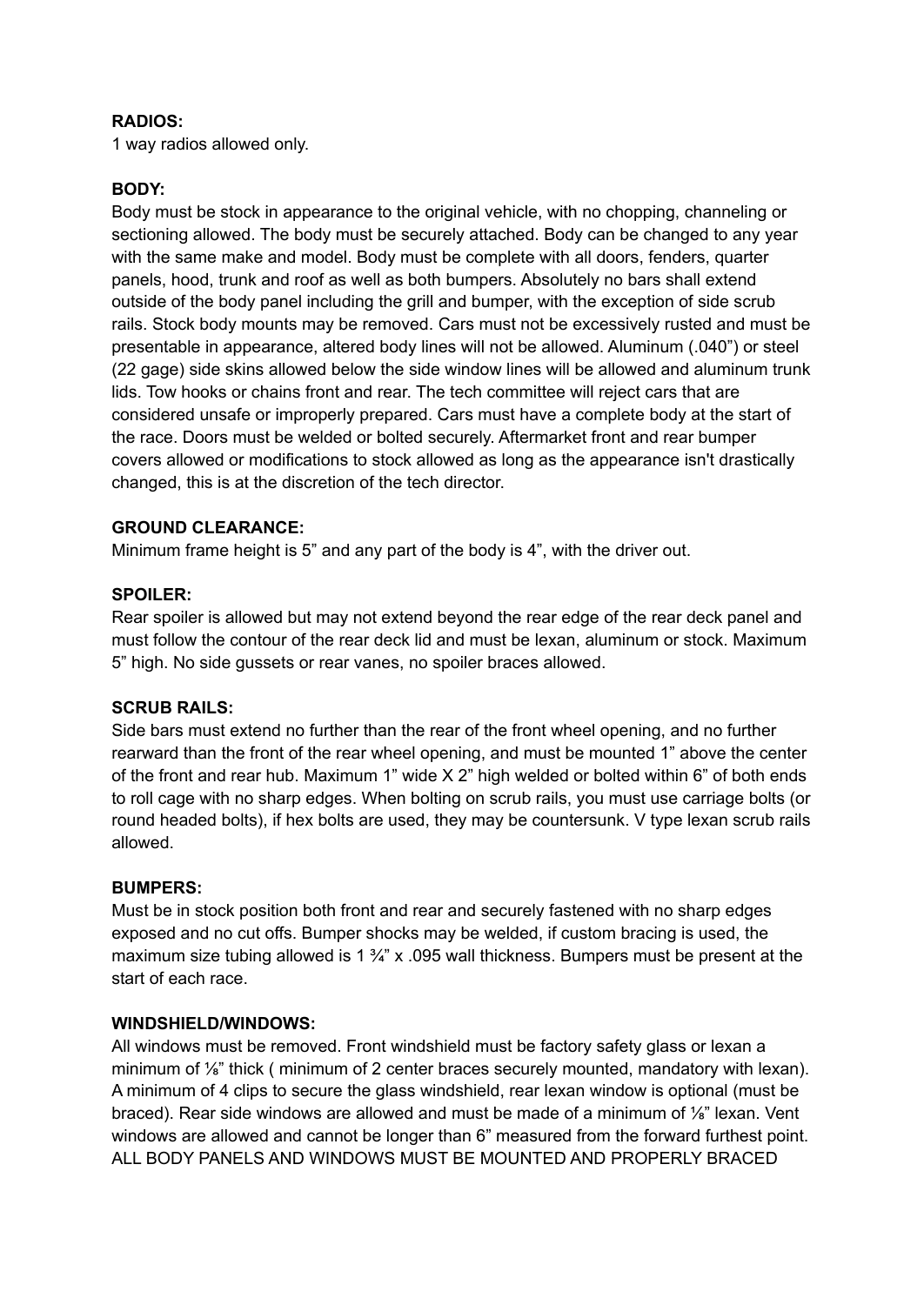**RADIOS:**
1 way radios allowed only.

**BODY:**
Body must be stock in appearance to the original vehicle, with no chopping, channeling or sectioning allowed. The body must be securely attached. Body can be changed to any year with the same make and model. Body must be complete with all doors, fenders, quarter panels, hood, trunk and roof as well as both bumpers. Absolutely no bars shall extend outside of the body panel including the grill and bumper, with the exception of side scrub rails. Stock body mounts may be removed. Cars must not be excessively rusted and must be presentable in appearance, altered body lines will not be allowed. Aluminum (.040") or steel (22 gage) side skins allowed below the side window lines will be allowed and aluminum trunk lids. Tow hooks or chains front and rear. The tech committee will reject cars that are considered unsafe or improperly prepared. Cars must have a complete body at the start of the race. Doors must be welded or bolted securely. Aftermarket front and rear bumper covers allowed or modifications to stock allowed as long as the appearance isn't drastically changed, this is at the discretion of the tech director.

**GROUND CLEARANCE:**
Minimum frame height is 5" and any part of the body is 4", with the driver out.

**SPOILER:**
Rear spoiler is allowed but may not extend beyond the rear edge of the rear deck panel and must follow the contour of the rear deck lid and must be lexan, aluminum or stock. Maximum 5" high. No side gussets or rear vanes, no spoiler braces allowed.

**SCRUB RAILS:**
Side bars must extend no further than the rear of the front wheel opening, and no further rearward than the front of the rear wheel opening, and must be mounted 1" above the center of the front and rear hub. Maximum 1" wide X 2" high welded or bolted within 6" of both ends to roll cage with no sharp edges. When bolting on scrub rails, you must use carriage bolts (or round headed bolts), if hex bolts are used, they may be countersunk. V type lexan scrub rails allowed.

**BUMPERS:**
Must be in stock position both front and rear and securely fastened with no sharp edges exposed and no cut offs. Bumper shocks may be welded, if custom bracing is used, the maximum size tubing allowed is 1 ¾" x .095 wall thickness. Bumpers must be present at the start of each race.

**WINDSHIELD/WINDOWS:**
All windows must be removed. Front windshield must be factory safety glass or lexan a minimum of ⅛" thick ( minimum of 2 center braces securely mounted, mandatory with lexan). A minimum of 4 clips to secure the glass windshield, rear lexan window is optional (must be braced). Rear side windows are allowed and must be made of a minimum of ⅛" lexan. Vent windows are allowed and cannot be longer than 6" measured from the forward furthest point. ALL BODY PANELS AND WINDOWS MUST BE MOUNTED AND PROPERLY BRACED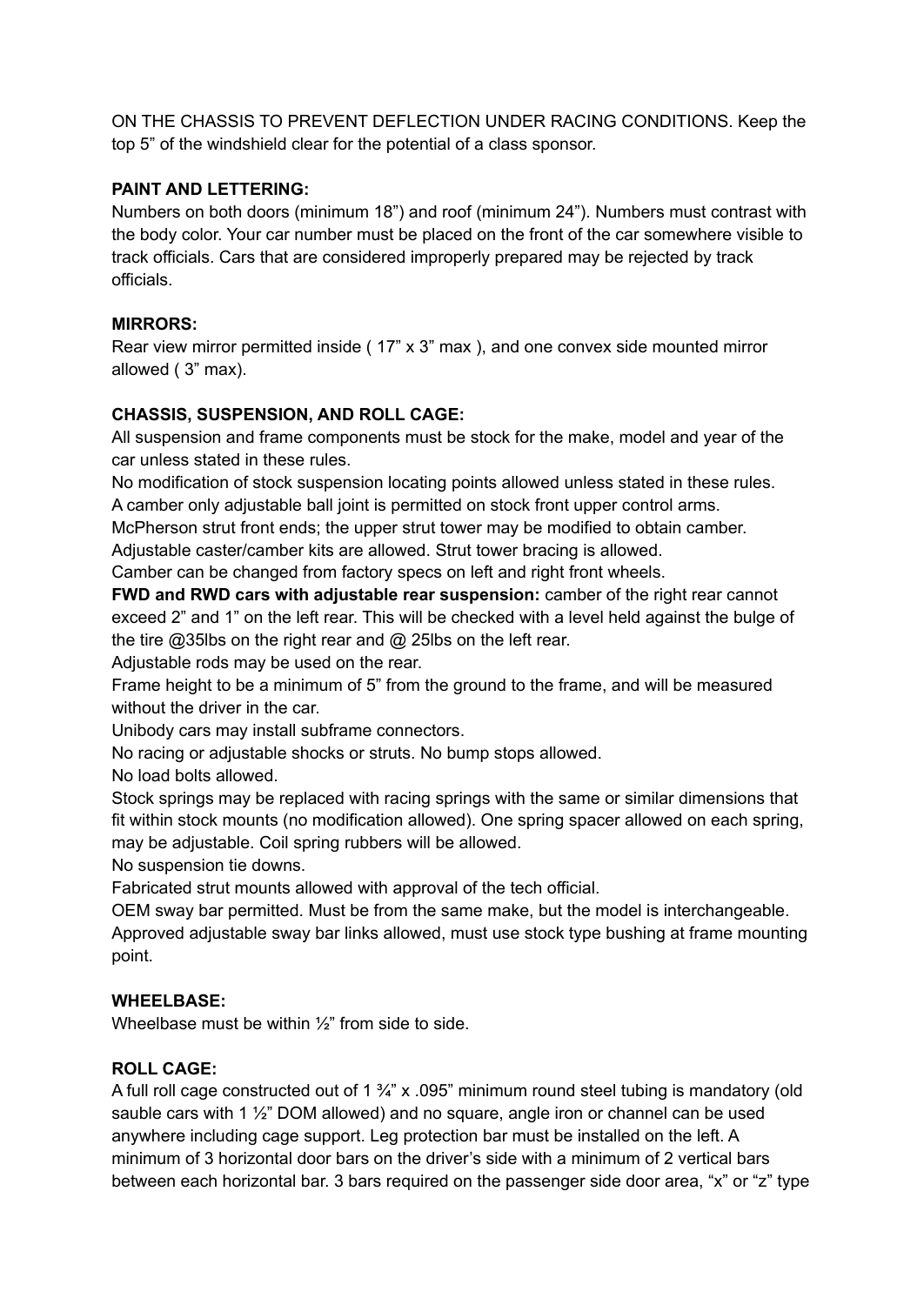ON THE CHASSIS TO PREVENT DEFLECTION UNDER RACING CONDITIONS. Keep the top 5” of the windshield clear for the potential of a class sponsor.

**PAINT AND LETTERING:**

Numbers on both doors (minimum 18”) and roof (minimum 24”). Numbers must contrast with the body color. Your car number must be placed on the front of the car somewhere visible to track officials. Cars that are considered improperly prepared may be rejected by track officials.

**MIRRORS:**

Rear view mirror permitted inside ( 17” x 3” max ), and one convex side mounted mirror allowed ( 3” max).

**CHASSIS, SUSPENSION, AND ROLL CAGE:**

All suspension and frame components must be stock for the make, model and year of the car unless stated in these rules.

No modification of stock suspension locating points allowed unless stated in these rules.

A camber only adjustable ball joint is permitted on stock front upper control arms.

McPherson strut front ends; the upper strut tower may be modified to obtain camber.

Adjustable caster/camber kits are allowed. Strut tower bracing is allowed.

Camber can be changed from factory specs on left and right front wheels.

**FWD and RWD cars with adjustable rear suspension:** camber of the right rear cannot exceed 2” and 1” on the left rear. This will be checked with a level held against the bulge of the tire @35lbs on the right rear and @ 25lbs on the left rear.

Adjustable rods may be used on the rear.

Frame height to be a minimum of 5” from the ground to the frame, and will be measured without the driver in the car.

Unibody cars may install subframe connectors.

No racing or adjustable shocks or struts. No bump stops allowed.

No load bolts allowed.

Stock springs may be replaced with racing springs with the same or similar dimensions that fit within stock mounts (no modification allowed). One spring spacer allowed on each spring, may be adjustable. Coil spring rubbers will be allowed.

No suspension tie downs.

Fabricated strut mounts allowed with approval of the tech official.

OEM sway bar permitted. Must be from the same make, but the model is interchangeable. Approved adjustable sway bar links allowed, must use stock type bushing at frame mounting point.

**WHEELBASE:**

Wheelbase must be within ½” from side to side.

**ROLL CAGE:**

A full roll cage constructed out of 1 ¾” x .095” minimum round steel tubing is mandatory (old sauble cars with 1 ½” DOM allowed) and no square, angle iron or channel can be used anywhere including cage support. Leg protection bar must be installed on the left. A minimum of 3 horizontal door bars on the driver’s side with a minimum of 2 vertical bars between each horizontal bar. 3 bars required on the passenger side door area, “x” or “z” type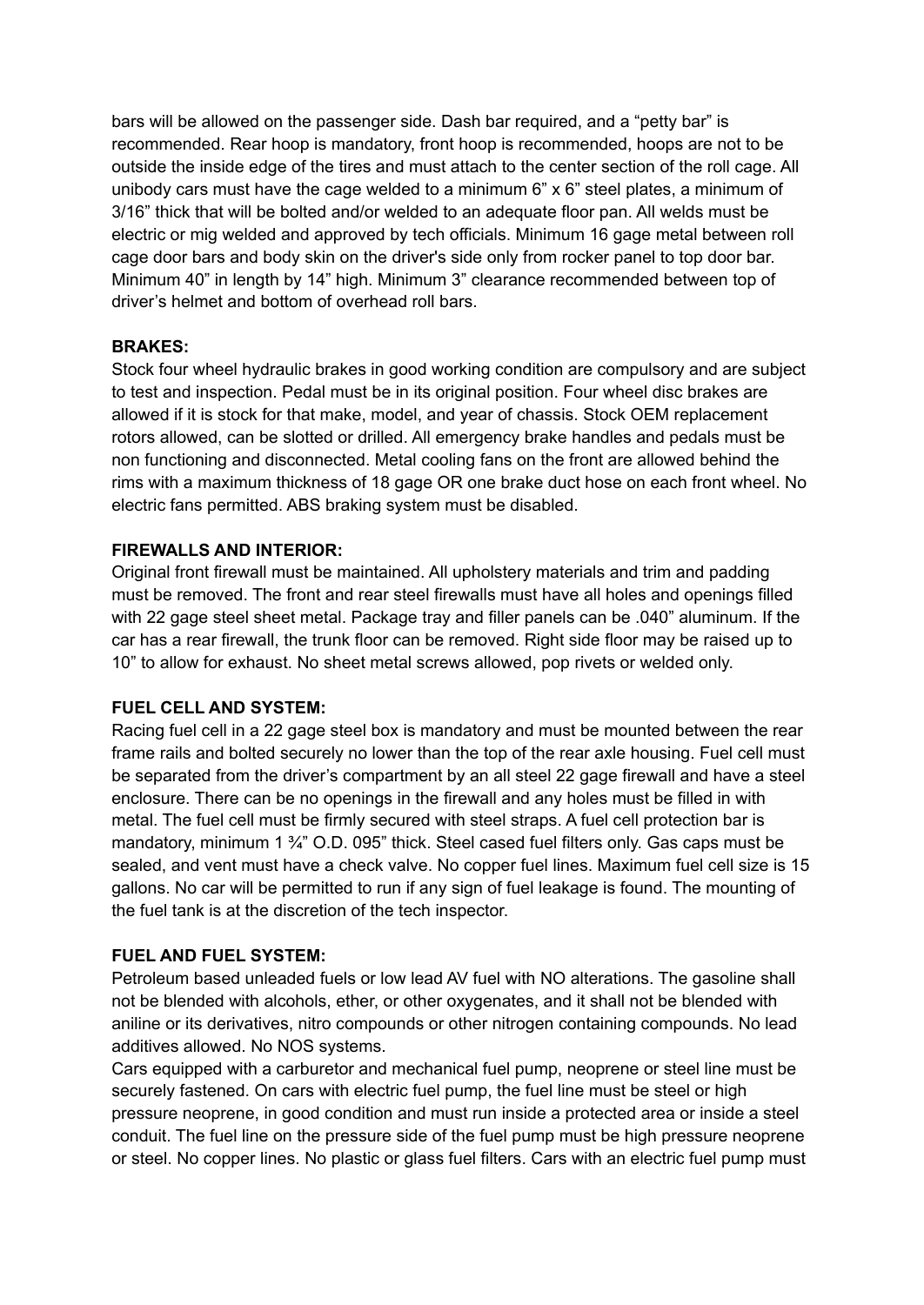bars will be allowed on the passenger side. Dash bar required, and a "petty bar" is recommended. Rear hoop is mandatory, front hoop is recommended, hoops are not to be outside the inside edge of the tires and must attach to the center section of the roll cage. All unibody cars must have the cage welded to a minimum 6" x 6" steel plates, a minimum of 3/16" thick that will be bolted and/or welded to an adequate floor pan. All welds must be electric or mig welded and approved by tech officials. Minimum 16 gage metal between roll cage door bars and body skin on the driver's side only from rocker panel to top door bar. Minimum 40" in length by 14" high. Minimum 3" clearance recommended between top of driver's helmet and bottom of overhead roll bars.

**BRAKES:**
Stock four wheel hydraulic brakes in good working condition are compulsory and are subject to test and inspection. Pedal must be in its original position. Four wheel disc brakes are allowed if it is stock for that make, model, and year of chassis. Stock OEM replacement rotors allowed, can be slotted or drilled. All emergency brake handles and pedals must be non functioning and disconnected. Metal cooling fans on the front are allowed behind the rims with a maximum thickness of 18 gage OR one brake duct hose on each front wheel. No electric fans permitted. ABS braking system must be disabled.

**FIREWALLS AND INTERIOR:**
Original front firewall must be maintained. All upholstery materials and trim and padding must be removed. The front and rear steel firewalls must have all holes and openings filled with 22 gage steel sheet metal. Package tray and filler panels can be .040" aluminum. If the car has a rear firewall, the trunk floor can be removed. Right side floor may be raised up to 10" to allow for exhaust. No sheet metal screws allowed, pop rivets or welded only.

**FUEL CELL AND SYSTEM:**
Racing fuel cell in a 22 gage steel box is mandatory and must be mounted between the rear frame rails and bolted securely no lower than the top of the rear axle housing. Fuel cell must be separated from the driver's compartment by an all steel 22 gage firewall and have a steel enclosure. There can be no openings in the firewall and any holes must be filled in with metal. The fuel cell must be firmly secured with steel straps. A fuel cell protection bar is mandatory, minimum 1 ¾" O.D. 095" thick. Steel cased fuel filters only. Gas caps must be sealed, and vent must have a check valve. No copper fuel lines. Maximum fuel cell size is 15 gallons. No car will be permitted to run if any sign of fuel leakage is found. The mounting of the fuel tank is at the discretion of the tech inspector.

**FUEL AND FUEL SYSTEM:**
Petroleum based unleaded fuels or low lead AV fuel with NO alterations. The gasoline shall not be blended with alcohols, ether, or other oxygenates, and it shall not be blended with aniline or its derivatives, nitro compounds or other nitrogen containing compounds. No lead additives allowed. No NOS systems.
Cars equipped with a carburetor and mechanical fuel pump, neoprene or steel line must be securely fastened. On cars with electric fuel pump, the fuel line must be steel or high pressure neoprene, in good condition and must run inside a protected area or inside a steel conduit. The fuel line on the pressure side of the fuel pump must be high pressure neoprene or steel. No copper lines. No plastic or glass fuel filters. Cars with an electric fuel pump must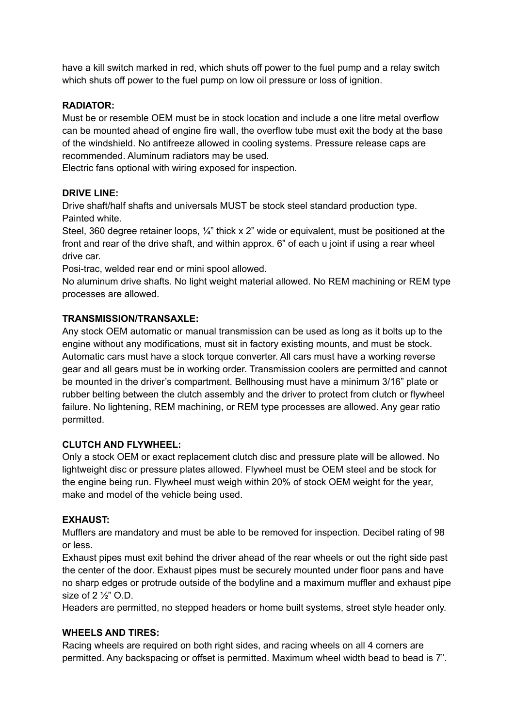have a kill switch marked in red, which shuts off power to the fuel pump and a relay switch which shuts off power to the fuel pump on low oil pressure or loss of ignition.

**RADIATOR:**

Must be or resemble OEM must be in stock location and include a one litre metal overflow can be mounted ahead of engine fire wall, the overflow tube must exit the body at the base of the windshield. No antifreeze allowed in cooling systems. Pressure release caps are recommended. Aluminum radiators may be used.
Electric fans optional with wiring exposed for inspection.

**DRIVE LINE:**

Drive shaft/half shafts and universals MUST be stock steel standard production type. Painted white.
Steel, 360 degree retainer loops, ¼" thick x 2" wide or equivalent, must be positioned at the front and rear of the drive shaft, and within approx. 6" of each u joint if using a rear wheel drive car.
Posi-trac, welded rear end or mini spool allowed.
No aluminum drive shafts. No light weight material allowed. No REM machining or REM type processes are allowed.

**TRANSMISSION/TRANSAXLE:**

Any stock OEM automatic or manual transmission can be used as long as it bolts up to the engine without any modifications, must sit in factory existing mounts, and must be stock. Automatic cars must have a stock torque converter. All cars must have a working reverse gear and all gears must be in working order. Transmission coolers are permitted and cannot be mounted in the driver's compartment. Bellhousing must have a minimum 3/16" plate or rubber belting between the clutch assembly and the driver to protect from clutch or flywheel failure. No lightening, REM machining, or REM type processes are allowed. Any gear ratio permitted.

**CLUTCH AND FLYWHEEL:**

Only a stock OEM or exact replacement clutch disc and pressure plate will be allowed. No lightweight disc or pressure plates allowed. Flywheel must be OEM steel and be stock for the engine being run. Flywheel must weigh within 20% of stock OEM weight for the year, make and model of the vehicle being used.

**EXHAUST:**

Mufflers are mandatory and must be able to be removed for inspection. Decibel rating of 98 or less.
Exhaust pipes must exit behind the driver ahead of the rear wheels or out the right side past the center of the door. Exhaust pipes must be securely mounted under floor pans and have no sharp edges or protrude outside of the bodyline and a maximum muffler and exhaust pipe size of 2 ½" O.D.
Headers are permitted, no stepped headers or home built systems, street style header only.

**WHEELS AND TIRES:**

Racing wheels are required on both right sides, and racing wheels on all 4 corners are permitted. Any backspacing or offset is permitted. Maximum wheel width bead to bead is 7".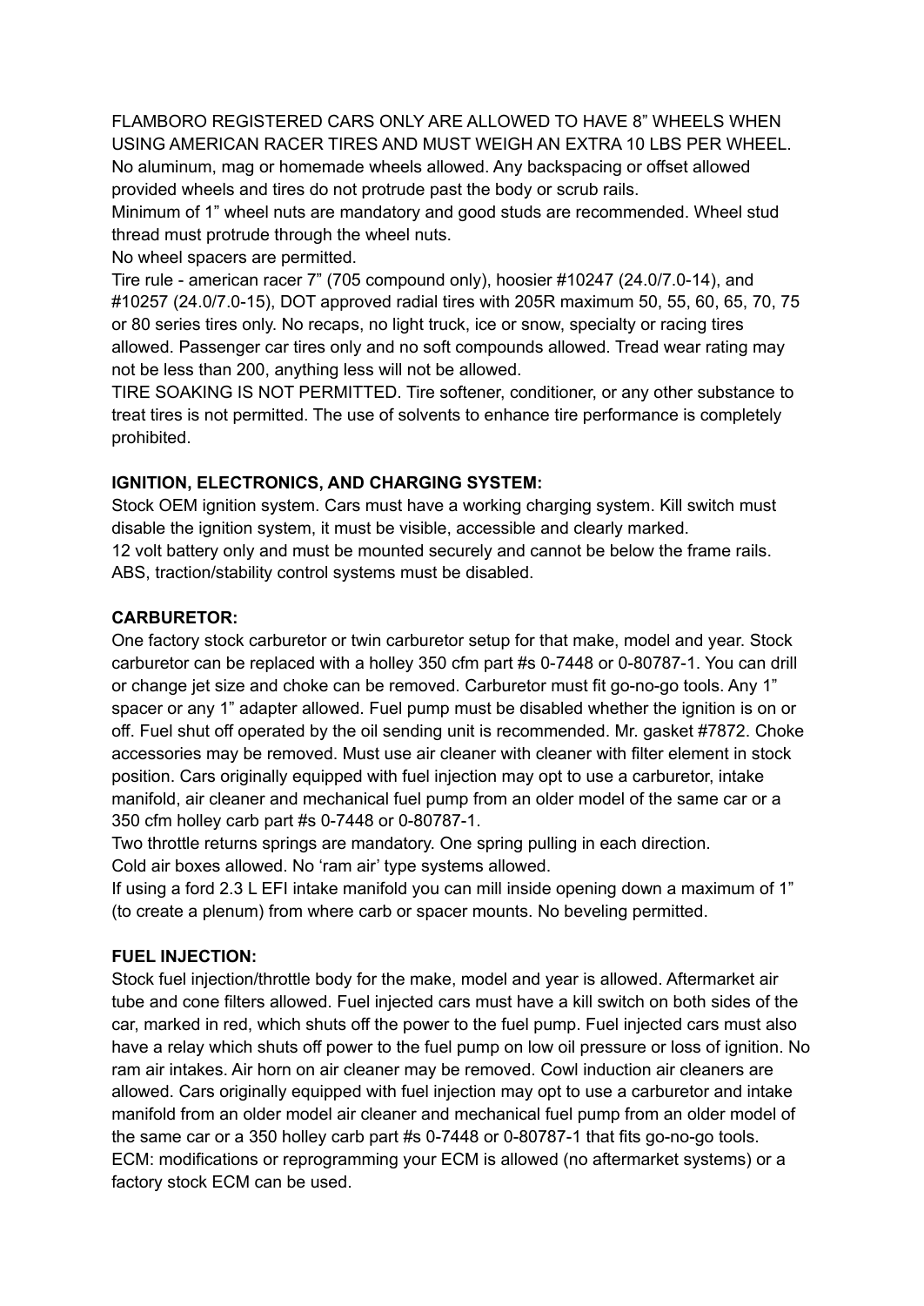FLAMBORO REGISTERED CARS ONLY ARE ALLOWED TO HAVE 8" WHEELS WHEN USING AMERICAN RACER TIRES AND MUST WEIGH AN EXTRA 10 LBS PER WHEEL. No aluminum, mag or homemade wheels allowed. Any backspacing or offset allowed provided wheels and tires do not protrude past the body or scrub rails.
Minimum of 1" wheel nuts are mandatory and good studs are recommended. Wheel stud thread must protrude through the wheel nuts.
No wheel spacers are permitted.
Tire rule - american racer 7" (705 compound only), hoosier #10247 (24.0/7.0-14), and #10257 (24.0/7.0-15), DOT approved radial tires with 205R maximum 50, 55, 60, 65, 70, 75 or 80 series tires only. No recaps, no light truck, ice or snow, specialty or racing tires allowed. Passenger car tires only and no soft compounds allowed. Tread wear rating may not be less than 200, anything less will not be allowed.
TIRE SOAKING IS NOT PERMITTED. Tire softener, conditioner, or any other substance to treat tires is not permitted. The use of solvents to enhance tire performance is completely prohibited.

**IGNITION, ELECTRONICS, AND CHARGING SYSTEM:**
Stock OEM ignition system. Cars must have a working charging system. Kill switch must disable the ignition system, it must be visible, accessible and clearly marked.
12 volt battery only and must be mounted securely and cannot be below the frame rails.
ABS, traction/stability control systems must be disabled.

**CARBURETOR:**
One factory stock carburetor or twin carburetor setup for that make, model and year. Stock carburetor can be replaced with a holley 350 cfm part #s 0-7448 or 0-80787-1. You can drill or change jet size and choke can be removed. Carburetor must fit go-no-go tools. Any 1" spacer or any 1" adapter allowed. Fuel pump must be disabled whether the ignition is on or off. Fuel shut off operated by the oil sending unit is recommended. Mr. gasket #7872. Choke accessories may be removed. Must use air cleaner with cleaner with filter element in stock position. Cars originally equipped with fuel injection may opt to use a carburetor, intake manifold, air cleaner and mechanical fuel pump from an older model of the same car or a 350 cfm holley carb part #s 0-7448 or 0-80787-1.
Two throttle returns springs are mandatory. One spring pulling in each direction.
Cold air boxes allowed. No 'ram air' type systems allowed.
If using a ford 2.3 L EFI intake manifold you can mill inside opening down a maximum of 1" (to create a plenum) from where carb or spacer mounts. No beveling permitted.

**FUEL INJECTION:**
Stock fuel injection/throttle body for the make, model and year is allowed. Aftermarket air tube and cone filters allowed. Fuel injected cars must have a kill switch on both sides of the car, marked in red, which shuts off the power to the fuel pump. Fuel injected cars must also have a relay which shuts off power to the fuel pump on low oil pressure or loss of ignition. No ram air intakes. Air horn on air cleaner may be removed. Cowl induction air cleaners are allowed. Cars originally equipped with fuel injection may opt to use a carburetor and intake manifold from an older model air cleaner and mechanical fuel pump from an older model of the same car or a 350 holley carb part #s 0-7448 or 0-80787-1 that fits go-no-go tools.
ECM: modifications or reprogramming your ECM is allowed (no aftermarket systems) or a factory stock ECM can be used.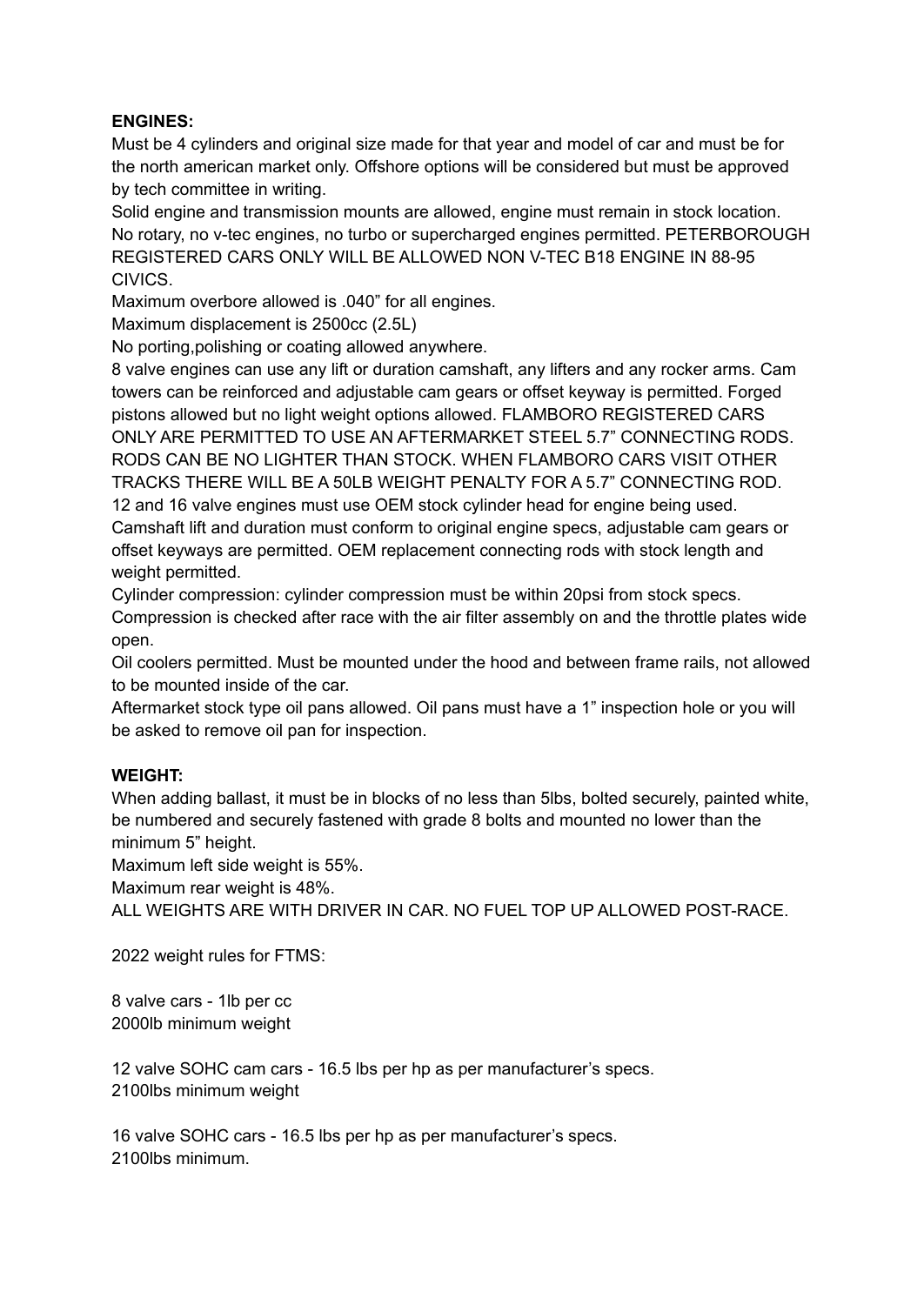**ENGINES:**

Must be 4 cylinders and original size made for that year and model of car and must be for the north american market only. Offshore options will be considered but must be approved by tech committee in writing.

Solid engine and transmission mounts are allowed, engine must remain in stock location.

No rotary, no v-tec engines, no turbo or supercharged engines permitted. PETERBOROUGH REGISTERED CARS ONLY WILL BE ALLOWED NON V-TEC B18 ENGINE IN 88-95 CIVICS.

Maximum overbore allowed is .040” for all engines.

Maximum displacement is 2500cc (2.5L)

No porting,polishing or coating allowed anywhere.

8 valve engines can use any lift or duration camshaft, any lifters and any rocker arms. Cam towers can be reinforced and adjustable cam gears or offset keyway is permitted. Forged pistons allowed but no light weight options allowed. FLAMBORO REGISTERED CARS ONLY ARE PERMITTED TO USE AN AFTERMARKET STEEL 5.7” CONNECTING RODS. RODS CAN BE NO LIGHTER THAN STOCK. WHEN FLAMBORO CARS VISIT OTHER TRACKS THERE WILL BE A 50LB WEIGHT PENALTY FOR A 5.7” CONNECTING ROD.

12 and 16 valve engines must use OEM stock cylinder head for engine being used. Camshaft lift and duration must conform to original engine specs, adjustable cam gears or offset keyways are permitted. OEM replacement connecting rods with stock length and weight permitted.

Cylinder compression: cylinder compression must be within 20psi from stock specs. Compression is checked after race with the air filter assembly on and the throttle plates wide open.

Oil coolers permitted. Must be mounted under the hood and between frame rails, not allowed to be mounted inside of the car.

Aftermarket stock type oil pans allowed. Oil pans must have a 1” inspection hole or you will be asked to remove oil pan for inspection.

**WEIGHT:**

When adding ballast, it must be in blocks of no less than 5lbs, bolted securely, painted white, be numbered and securely fastened with grade 8 bolts and mounted no lower than the minimum 5” height.

Maximum left side weight is 55%.

Maximum rear weight is 48%.

ALL WEIGHTS ARE WITH DRIVER IN CAR. NO FUEL TOP UP ALLOWED POST-RACE.

2022 weight rules for FTMS:

8 valve cars - 1lb per cc
2000lb minimum weight

12 valve SOHC cam cars - 16.5 lbs per hp as per manufacturer’s specs.
2100lbs minimum weight

16 valve SOHC cars - 16.5 lbs per hp as per manufacturer’s specs.
2100lbs minimum.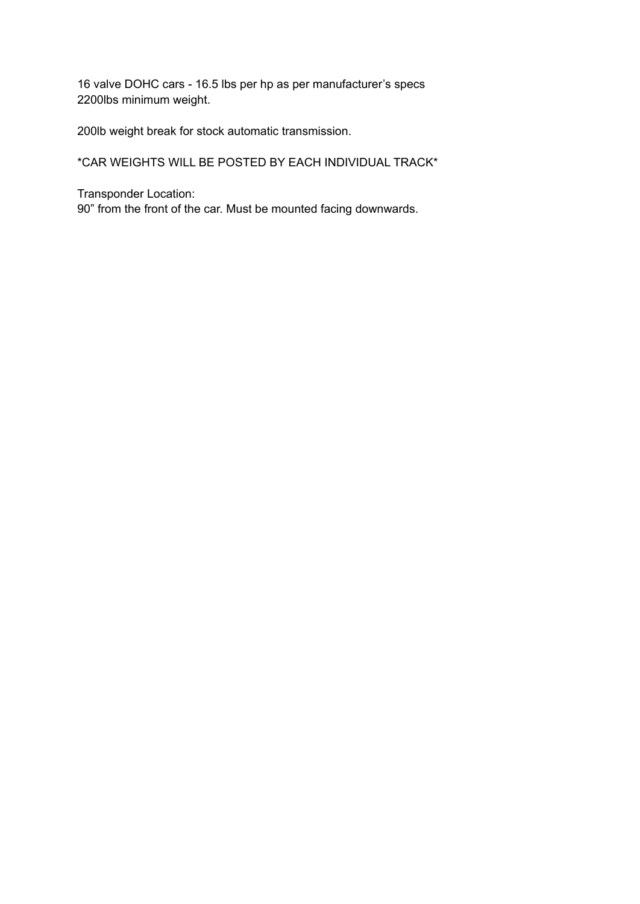16 valve DOHC cars - 16.5 lbs per hp as per manufacturer's specs
2200lbs minimum weight.

200lb weight break for stock automatic transmission.

*CAR WEIGHTS WILL BE POSTED BY EACH INDIVIDUAL TRACK*

Transponder Location:
90" from the front of the car. Must be mounted facing downwards.